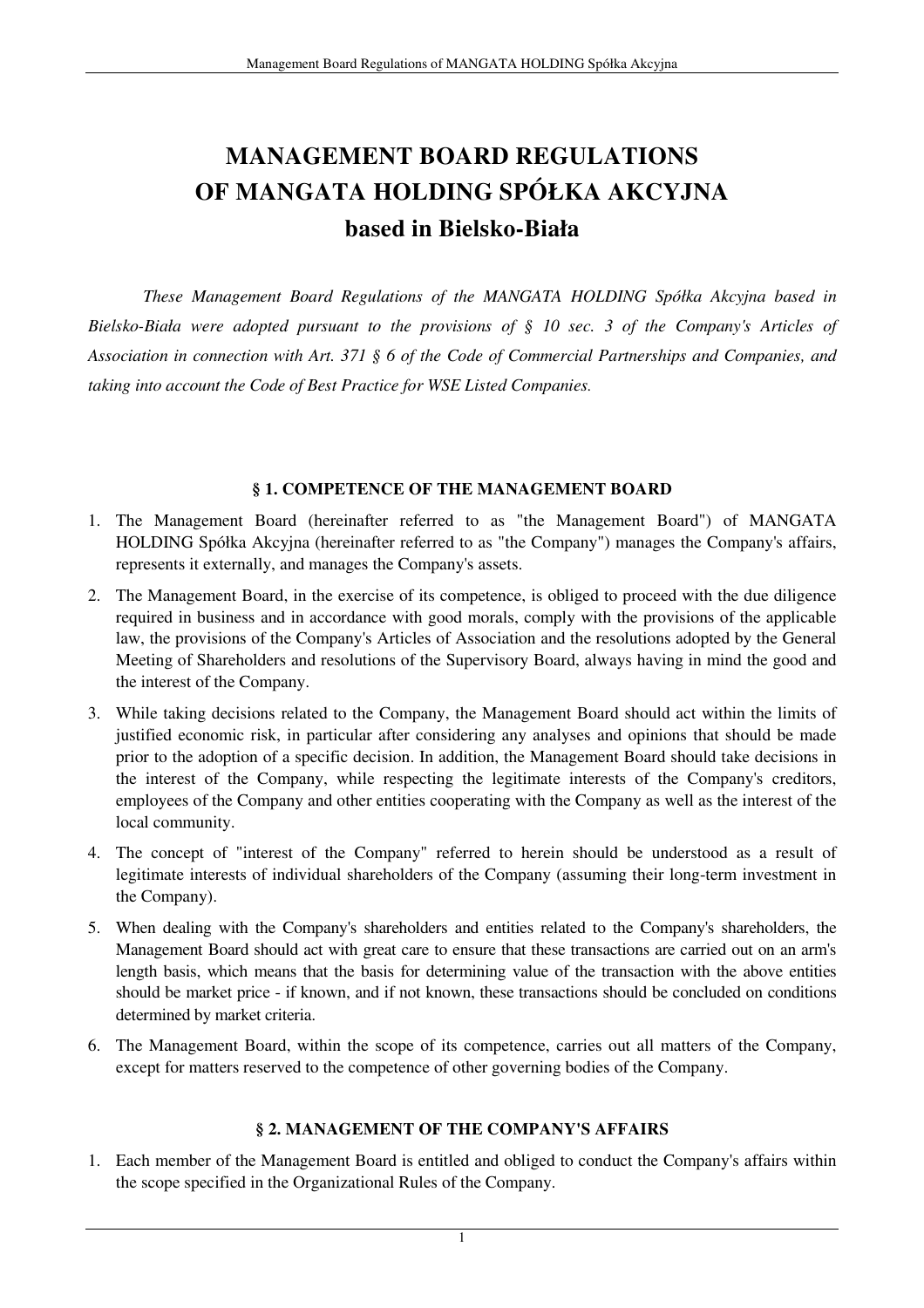# MANAGEMENT BOARD REGULATIONS OF MANGATA HOLDING SPÓŁKA AKCYJNA based in Bielsko-Biała

*These Management Board Regulations of the MANGATA HOLDING Spółka Akcyjna based in Bielsko-Biała were adopted pursuant to the provisions of § 10 sec. 3 of the Company's Articles of Association in connection with Art. 371 § 6 of the Code of Commercial Partnerships and Companies, and taking into account the Code of Best Practice for WSE Listed Companies.*

#### § 1. COMPETENCE OF THE MANAGEMENT BOARD

1. The Management Board (hereinafter referred to as "the Management Board") of MANGATA HOLDING Spółka Akcyjna (hereinafter referred to as "the Company") manages the Company's affairs, represents it externally, and manages the Company's assets.
2. The Management Board, in the exercise of its competence, is obliged to proceed with the due diligence required in business and in accordance with good morals, comply with the provisions of the applicable law, the provisions of the Company's Articles of Association and the resolutions adopted by the General Meeting of Shareholders and resolutions of the Supervisory Board, always having in mind the good and the interest of the Company.
3. While taking decisions related to the Company, the Management Board should act within the limits of justified economic risk, in particular after considering any analyses and opinions that should be made prior to the adoption of a specific decision. In addition, the Management Board should take decisions in the interest of the Company, while respecting the legitimate interests of the Company's creditors, employees of the Company and other entities cooperating with the Company as well as the interest of the local community.
4. The concept of "interest of the Company" referred to herein should be understood as a result of legitimate interests of individual shareholders of the Company (assuming their long-term investment in the Company).
5. When dealing with the Company's shareholders and entities related to the Company's shareholders, the Management Board should act with great care to ensure that these transactions are carried out on an arm's length basis, which means that the basis for determining value of the transaction with the above entities should be market price - if known, and if not known, these transactions should be concluded on conditions determined by market criteria.
6. The Management Board, within the scope of its competence, carries out all matters of the Company, except for matters reserved to the competence of other governing bodies of the Company.

#### § 2. MANAGEMENT OF THE COMPANY'S AFFAIRS

1. Each member of the Management Board is entitled and obliged to conduct the Company's affairs within the scope specified in the Organizational Rules of the Company.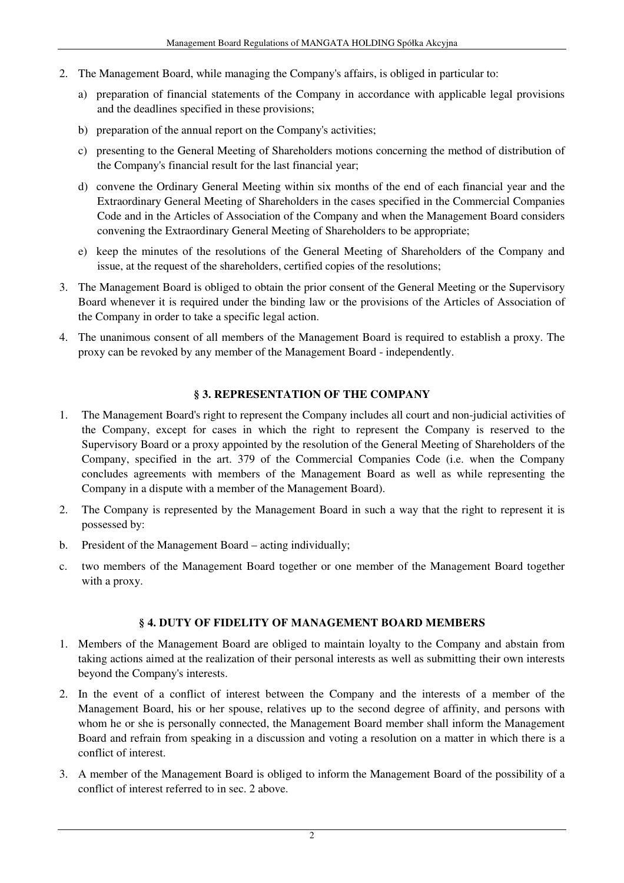2. The Management Board, while managing the Company's affairs, is obliged in particular to:

   a) preparation of financial statements of the Company in accordance with applicable legal provisions and the deadlines specified in these provisions;

   b) preparation of the annual report on the Company's activities;

   c) presenting to the General Meeting of Shareholders motions concerning the method of distribution of the Company's financial result for the last financial year;

   d) convene the Ordinary General Meeting within six months of the end of each financial year and the Extraordinary General Meeting of Shareholders in the cases specified in the Commercial Companies Code and in the Articles of Association of the Company and when the Management Board considers convening the Extraordinary General Meeting of Shareholders to be appropriate;

   e) keep the minutes of the resolutions of the General Meeting of Shareholders of the Company and issue, at the request of the shareholders, certified copies of the resolutions;

3. The Management Board is obliged to obtain the prior consent of the General Meeting or the Supervisory Board whenever it is required under the binding law or the provisions of the Articles of Association of the Company in order to take a specific legal action.

4. The unanimous consent of all members of the Management Board is required to establish a proxy. The proxy can be revoked by any member of the Management Board - independently.

## § 3. REPRESENTATION OF THE COMPANY

1. The Management Board's right to represent the Company includes all court and non-judicial activities of the Company, except for cases in which the right to represent the Company is reserved to the Supervisory Board or a proxy appointed by the resolution of the General Meeting of Shareholders of the Company, specified in the art. 379 of the Commercial Companies Code (i.e. when the Company concludes agreements with members of the Management Board as well as while representing the Company in a dispute with a member of the Management Board).

2. The Company is represented by the Management Board in such a way that the right to represent it is possessed by:

b. President of the Management Board – acting individually;

c. two members of the Management Board together or one member of the Management Board together with a proxy.

## § 4. DUTY OF FIDELITY OF MANAGEMENT BOARD MEMBERS

1. Members of the Management Board are obliged to maintain loyalty to the Company and abstain from taking actions aimed at the realization of their personal interests as well as submitting their own interests beyond the Company's interests.

2. In the event of a conflict of interest between the Company and the interests of a member of the Management Board, his or her spouse, relatives up to the second degree of affinity, and persons with whom he or she is personally connected, the Management Board member shall inform the Management Board and refrain from speaking in a discussion and voting a resolution on a matter in which there is a conflict of interest.

3. A member of the Management Board is obliged to inform the Management Board of the possibility of a conflict of interest referred to in sec. 2 above.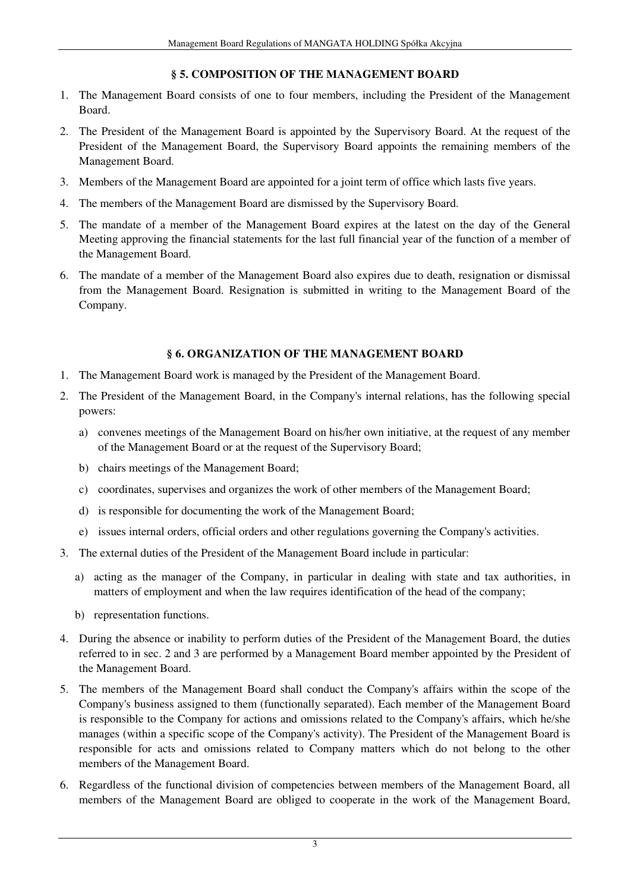## § 5. COMPOSITION OF THE MANAGEMENT BOARD

1. The Management Board consists of one to four members, including the President of the Management Board.
2. The President of the Management Board is appointed by the Supervisory Board. At the request of the President of the Management Board, the Supervisory Board appoints the remaining members of the Management Board.
3. Members of the Management Board are appointed for a joint term of office which lasts five years.
4. The members of the Management Board are dismissed by the Supervisory Board.
5. The mandate of a member of the Management Board expires at the latest on the day of the General Meeting approving the financial statements for the last full financial year of the function of a member of the Management Board.
6. The mandate of a member of the Management Board also expires due to death, resignation or dismissal from the Management Board. Resignation is submitted in writing to the Management Board of the Company.

## § 6. ORGANIZATION OF THE MANAGEMENT BOARD

1. The Management Board work is managed by the President of the Management Board.
2. The President of the Management Board, in the Company's internal relations, has the following special powers:
   a) convenes meetings of the Management Board on his/her own initiative, at the request of any member of the Management Board or at the request of the Supervisory Board;
   b) chairs meetings of the Management Board;
   c) coordinates, supervises and organizes the work of other members of the Management Board;
   d) is responsible for documenting the work of the Management Board;
   e) issues internal orders, official orders and other regulations governing the Company's activities.
3. The external duties of the President of the Management Board include in particular:
   a) acting as the manager of the Company, in particular in dealing with state and tax authorities, in matters of employment and when the law requires identification of the head of the company;
   b) representation functions.
4. During the absence or inability to perform duties of the President of the Management Board, the duties referred to in sec. 2 and 3 are performed by a Management Board member appointed by the President of the Management Board.
5. The members of the Management Board shall conduct the Company's affairs within the scope of the Company's business assigned to them (functionally separated). Each member of the Management Board is responsible to the Company for actions and omissions related to the Company's affairs, which he/she manages (within a specific scope of the Company's activity). The President of the Management Board is responsible for acts and omissions related to Company matters which do not belong to the other members of the Management Board.
6. Regardless of the functional division of competencies between members of the Management Board, all members of the Management Board are obliged to cooperate in the work of the Management Board,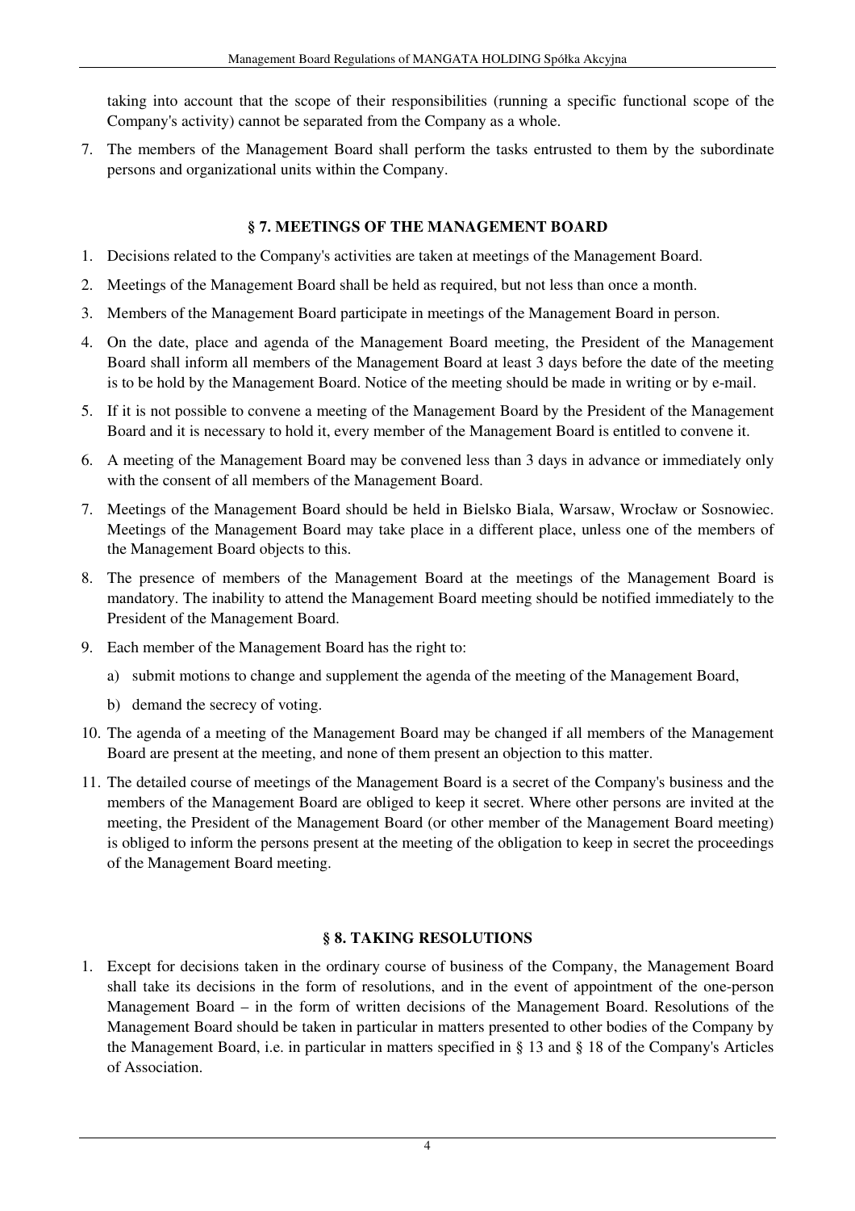taking into account that the scope of their responsibilities (running a specific functional scope of the Company's activity) cannot be separated from the Company as a whole.

7. The members of the Management Board shall perform the tasks entrusted to them by the subordinate persons and organizational units within the Company.

### § 7. MEETINGS OF THE MANAGEMENT BOARD

1. Decisions related to the Company's activities are taken at meetings of the Management Board.
2. Meetings of the Management Board shall be held as required, but not less than once a month.
3. Members of the Management Board participate in meetings of the Management Board in person.
4. On the date, place and agenda of the Management Board meeting, the President of the Management Board shall inform all members of the Management Board at least 3 days before the date of the meeting is to be hold by the Management Board. Notice of the meeting should be made in writing or by e-mail.
5. If it is not possible to convene a meeting of the Management Board by the President of the Management Board and it is necessary to hold it, every member of the Management Board is entitled to convene it.
6. A meeting of the Management Board may be convened less than 3 days in advance or immediately only with the consent of all members of the Management Board.
7. Meetings of the Management Board should be held in Bielsko Biala, Warsaw, Wrocław or Sosnowiec. Meetings of the Management Board may take place in a different place, unless one of the members of the Management Board objects to this.
8. The presence of members of the Management Board at the meetings of the Management Board is mandatory. The inability to attend the Management Board meeting should be notified immediately to the President of the Management Board.
9. Each member of the Management Board has the right to:
   a) submit motions to change and supplement the agenda of the meeting of the Management Board,
   b) demand the secrecy of voting.
10. The agenda of a meeting of the Management Board may be changed if all members of the Management Board are present at the meeting, and none of them present an objection to this matter.
11. The detailed course of meetings of the Management Board is a secret of the Company's business and the members of the Management Board are obliged to keep it secret. Where other persons are invited at the meeting, the President of the Management Board (or other member of the Management Board meeting) is obliged to inform the persons present at the meeting of the obligation to keep in secret the proceedings of the Management Board meeting.

### § 8. TAKING RESOLUTIONS

1. Except for decisions taken in the ordinary course of business of the Company, the Management Board shall take its decisions in the form of resolutions, and in the event of appointment of the one-person Management Board – in the form of written decisions of the Management Board. Resolutions of the Management Board should be taken in particular in matters presented to other bodies of the Company by the Management Board, i.e. in particular in matters specified in § 13 and § 18 of the Company's Articles of Association.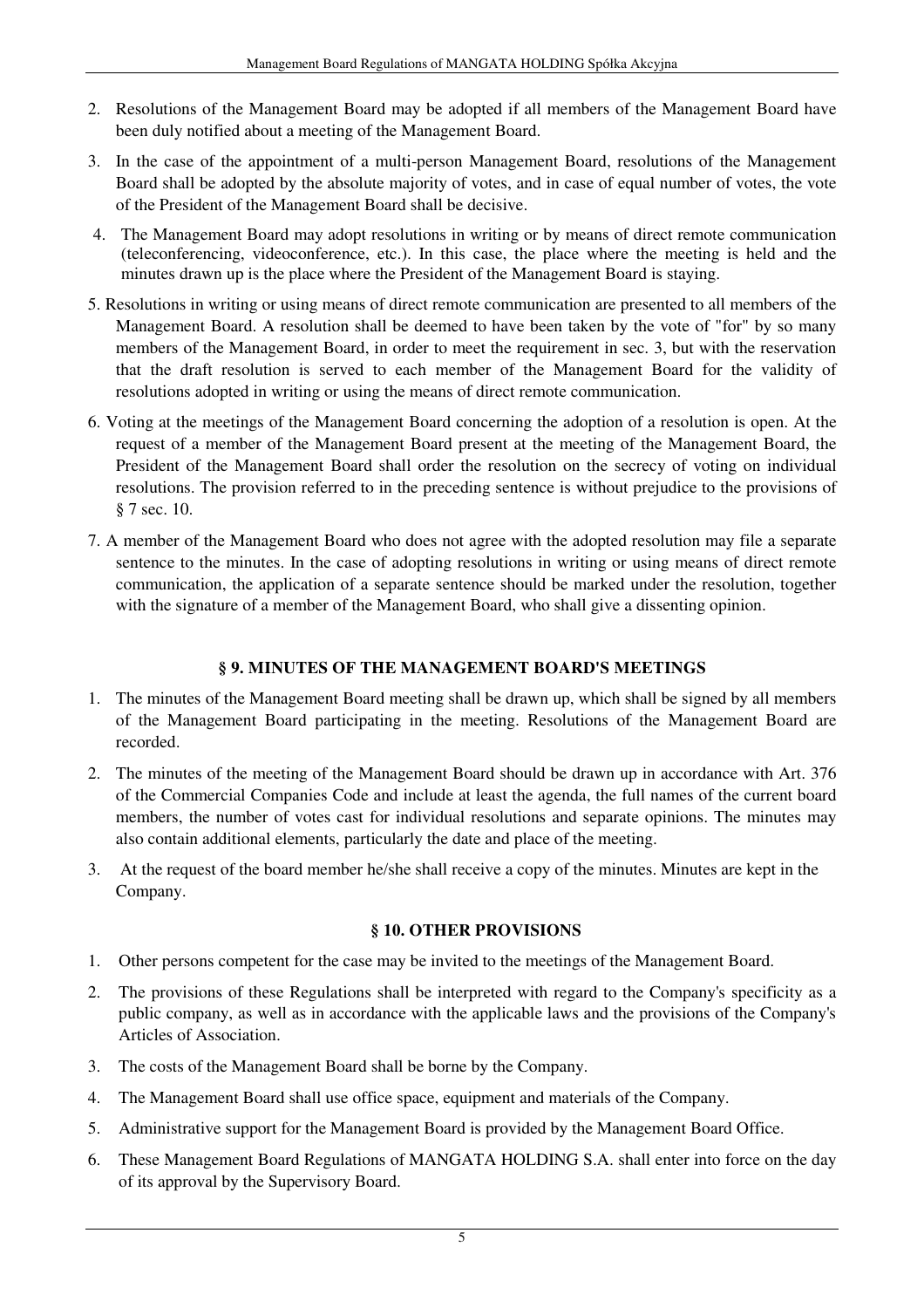2. Resolutions of the Management Board may be adopted if all members of the Management Board have been duly notified about a meeting of the Management Board.
3. In the case of the appointment of a multi-person Management Board, resolutions of the Management Board shall be adopted by the absolute majority of votes, and in case of equal number of votes, the vote of the President of the Management Board shall be decisive.
4. The Management Board may adopt resolutions in writing or by means of direct remote communication (teleconferencing, videoconference, etc.). In this case, the place where the meeting is held and the minutes drawn up is the place where the President of the Management Board is staying.
5. Resolutions in writing or using means of direct remote communication are presented to all members of the Management Board. A resolution shall be deemed to have been taken by the vote of "for" by so many members of the Management Board, in order to meet the requirement in sec. 3, but with the reservation that the draft resolution is served to each member of the Management Board for the validity of resolutions adopted in writing or using the means of direct remote communication.
6. Voting at the meetings of the Management Board concerning the adoption of a resolution is open. At the request of a member of the Management Board present at the meeting of the Management Board, the President of the Management Board shall order the resolution on the secrecy of voting on individual resolutions. The provision referred to in the preceding sentence is without prejudice to the provisions of § 7 sec. 10.
7. A member of the Management Board who does not agree with the adopted resolution may file a separate sentence to the minutes. In the case of adopting resolutions in writing or using means of direct remote communication, the application of a separate sentence should be marked under the resolution, together with the signature of a member of the Management Board, who shall give a dissenting opinion.

## § 9. MINUTES OF THE MANAGEMENT BOARD'S MEETINGS

1. The minutes of the Management Board meeting shall be drawn up, which shall be signed by all members of the Management Board participating in the meeting. Resolutions of the Management Board are recorded.
2. The minutes of the meeting of the Management Board should be drawn up in accordance with Art. 376 of the Commercial Companies Code and include at least the agenda, the full names of the current board members, the number of votes cast for individual resolutions and separate opinions. The minutes may also contain additional elements, particularly the date and place of the meeting.
3. At the request of the board member he/she shall receive a copy of the minutes. Minutes are kept in the Company.

## § 10. OTHER PROVISIONS

1. Other persons competent for the case may be invited to the meetings of the Management Board.
2. The provisions of these Regulations shall be interpreted with regard to the Company's specificity as a public company, as well as in accordance with the applicable laws and the provisions of the Company's Articles of Association.
3. The costs of the Management Board shall be borne by the Company.
4. The Management Board shall use office space, equipment and materials of the Company.
5. Administrative support for the Management Board is provided by the Management Board Office.
6. These Management Board Regulations of MANGATA HOLDING S.A. shall enter into force on the day of its approval by the Supervisory Board.